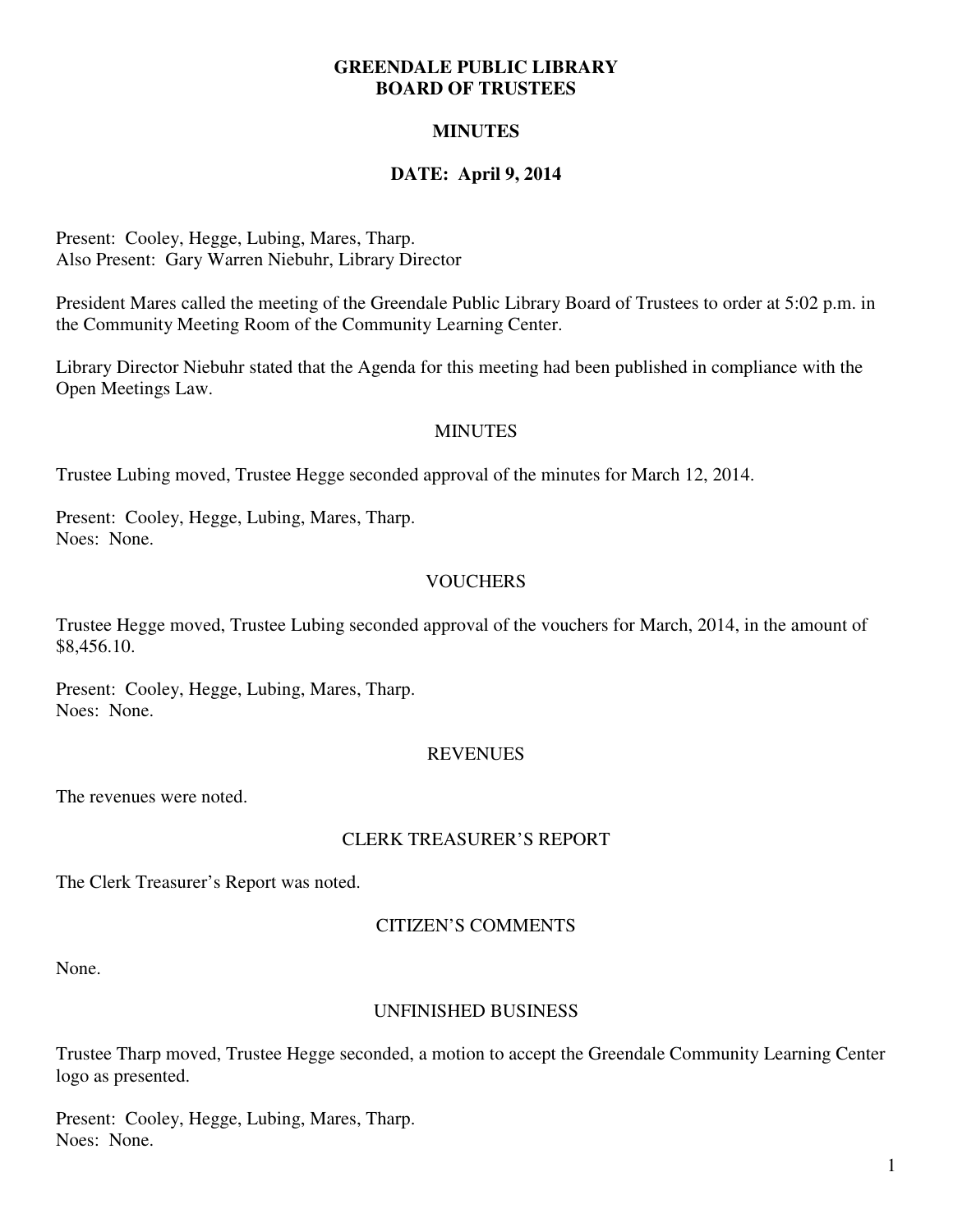# GREENDALE PUBLIC LIBRARY
# BOARD OF TRUSTEES

## MINUTES

## DATE: April 9, 2014

Present: Cooley, Hegge, Lubing, Mares, Tharp.
Also Present: Gary Warren Niebuhr, Library Director

President Mares called the meeting of the Greendale Public Library Board of Trustees to order at 5:02 p.m. in the Community Meeting Room of the Community Learning Center.

Library Director Niebuhr stated that the Agenda for this meeting had been published in compliance with the Open Meetings Law.

### MINUTES

Trustee Lubing moved, Trustee Hegge seconded approval of the minutes for March 12, 2014.

Present: Cooley, Hegge, Lubing, Mares, Tharp.
Noes: None.

### VOUCHERS

Trustee Hegge moved, Trustee Lubing seconded approval of the vouchers for March, 2014, in the amount of $8,456.10.

Present: Cooley, Hegge, Lubing, Mares, Tharp.
Noes: None.

### REVENUES

The revenues were noted.

### CLERK TREASURER'S REPORT

The Clerk Treasurer's Report was noted.

### CITIZEN'S COMMENTS

None.

### UNFINISHED BUSINESS

Trustee Tharp moved, Trustee Hegge seconded, a motion to accept the Greendale Community Learning Center logo as presented.

Present: Cooley, Hegge, Lubing, Mares, Tharp.
Noes: None.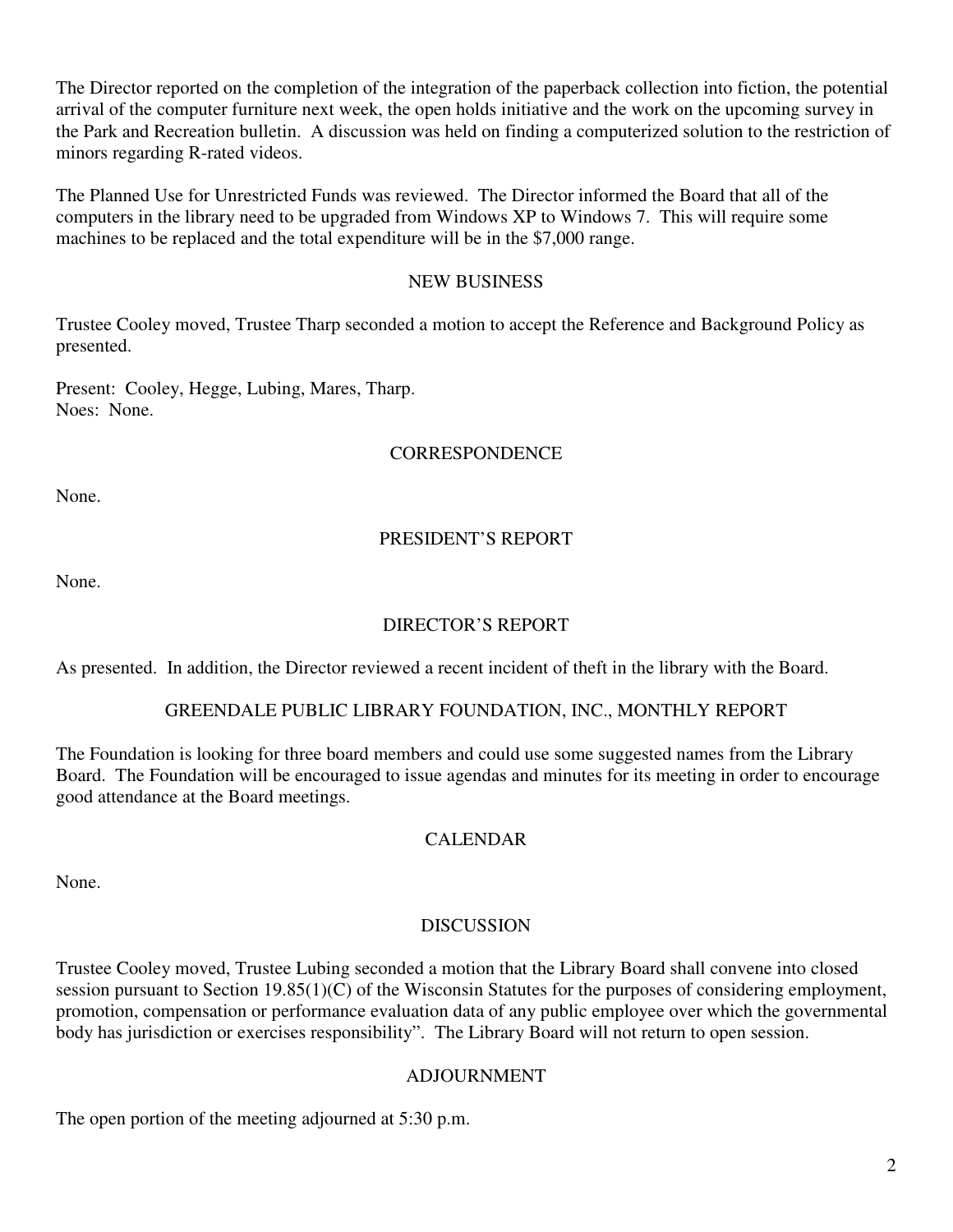The Director reported on the completion of the integration of the paperback collection into fiction, the potential arrival of the computer furniture next week, the open holds initiative and the work on the upcoming survey in the Park and Recreation bulletin. A discussion was held on finding a computerized solution to the restriction of minors regarding R-rated videos.

The Planned Use for Unrestricted Funds was reviewed. The Director informed the Board that all of the computers in the library need to be upgraded from Windows XP to Windows 7. This will require some machines to be replaced and the total expenditure will be in the $7,000 range.

## NEW BUSINESS

Trustee Cooley moved, Trustee Tharp seconded a motion to accept the Reference and Background Policy as presented.

Present: Cooley, Hegge, Lubing, Mares, Tharp.
Noes: None.

## CORRESPONDENCE

None.

## PRESIDENT'S REPORT

None.

## DIRECTOR'S REPORT

As presented. In addition, the Director reviewed a recent incident of theft in the library with the Board.

## GREENDALE PUBLIC LIBRARY FOUNDATION, INC., MONTHLY REPORT

The Foundation is looking for three board members and could use some suggested names from the Library Board. The Foundation will be encouraged to issue agendas and minutes for its meeting in order to encourage good attendance at the Board meetings.

## CALENDAR

None.

## DISCUSSION

Trustee Cooley moved, Trustee Lubing seconded a motion that the Library Board shall convene into closed session pursuant to Section 19.85(1)(C) of the Wisconsin Statutes for the purposes of considering employment, promotion, compensation or performance evaluation data of any public employee over which the governmental body has jurisdiction or exercises responsibility". The Library Board will not return to open session.

## ADJOURNMENT

The open portion of the meeting adjourned at 5:30 p.m.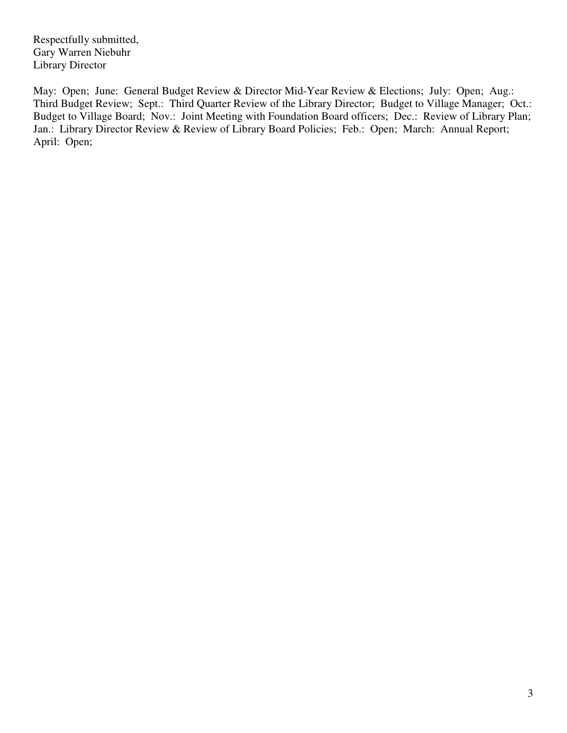Respectfully submitted,
Gary Warren Niebuhr
Library Director

May: Open; June: General Budget Review & Director Mid-Year Review & Elections; July: Open; Aug.: Third Budget Review; Sept.: Third Quarter Review of the Library Director; Budget to Village Manager; Oct.: Budget to Village Board; Nov.: Joint Meeting with Foundation Board officers; Dec.: Review of Library Plan; Jan.: Library Director Review & Review of Library Board Policies; Feb.: Open; March: Annual Report; April: Open;